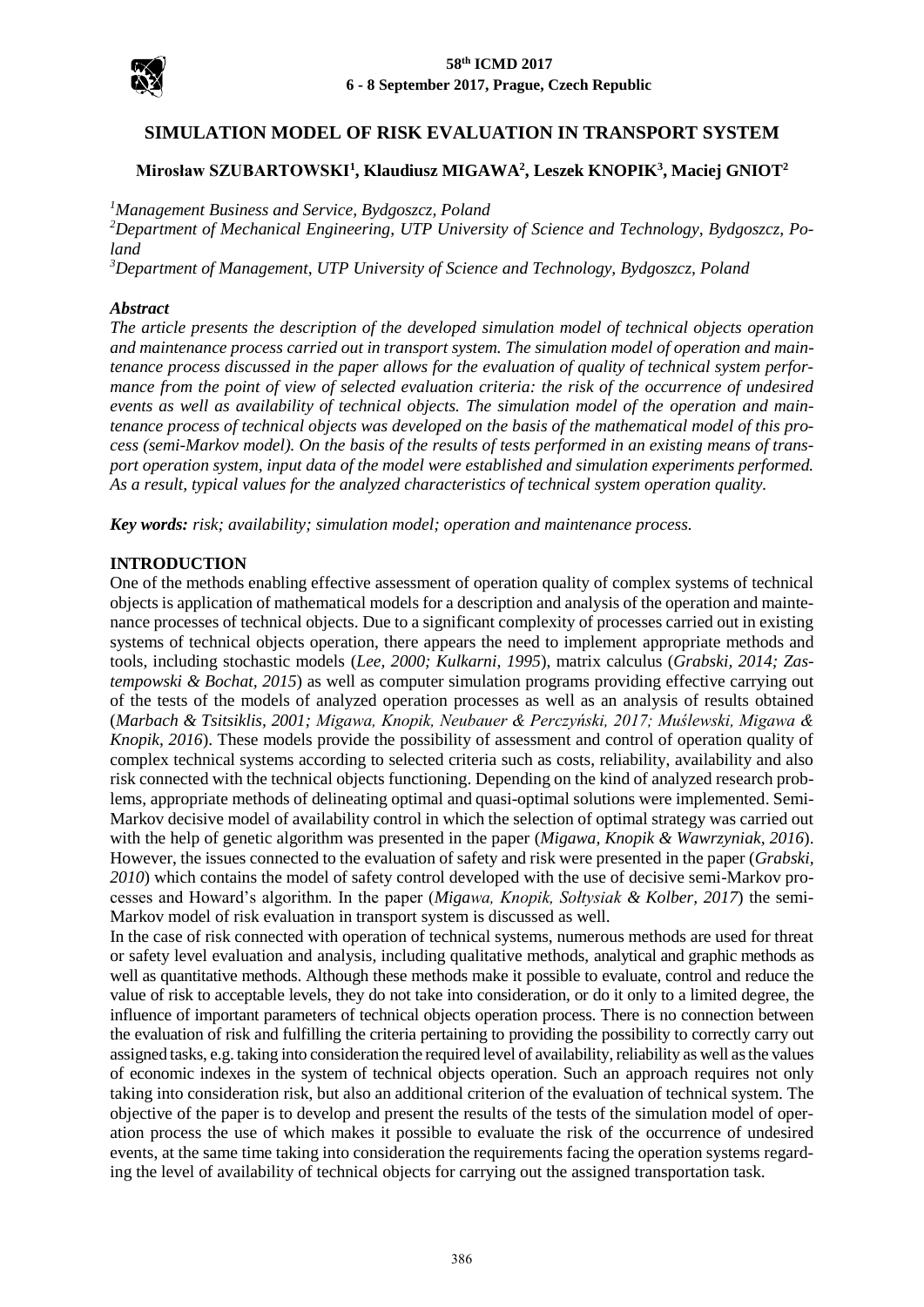# SIMULATION MODEL OF RISK EVALUATION IN TRANSPORT SYSTEM

**Mirosław SZUBARTOWSKI[1], Klaudiusz MIGAWA[2], Leszek KNOPIK[3], Maciej GNIOT[2]**

*[1]Management Business and Service, Bydgoszcz, Poland*
*[2]Department of Mechanical Engineering, UTP University of Science and Technology, Bydgoszcz, Poland*
*[3]Department of Management, UTP University of Science and Technology, Bydgoszcz, Poland*

### *Abstract*

*The article presents the description of the developed simulation model of technical objects operation and maintenance process carried out in transport system. The simulation model of operation and maintenance process discussed in the paper allows for the evaluation of quality of technical system performance from the point of view of selected evaluation criteria: the risk of the occurrence of undesired events as well as availability of technical objects. The simulation model of the operation and maintenance process of technical objects was developed on the basis of the mathematical model of this process (semi-Markov model). On the basis of the results of tests performed in an existing means of transport operation system, input data of the model were established and simulation experiments performed. As a result, typical values for the analyzed characteristics of technical system operation quality.*

***Key words:*** *risk; availability; simulation model; operation and maintenance process.*

## INTRODUCTION

One of the methods enabling effective assessment of operation quality of complex systems of technical objects is application of mathematical models for a description and analysis of the operation and maintenance processes of technical objects. Due to a significant complexity of processes carried out in existing systems of technical objects operation, there appears the need to implement appropriate methods and tools, including stochastic models (*Lee, 2000; Kulkarni, 1995*), matrix calculus (*Grabski, 2014; Zastempowski & Bochat, 2015*) as well as computer simulation programs providing effective carrying out of the tests of the models of analyzed operation processes as well as an analysis of results obtained (*Marbach & Tsitsiklis, 2001; Migawa, Knopik, Neubauer & Perczyński, 2017; Muślewski, Migawa & Knopik, 2016*). These models provide the possibility of assessment and control of operation quality of complex technical systems according to selected criteria such as costs, reliability, availability and also risk connected with the technical objects functioning. Depending on the kind of analyzed research problems, appropriate methods of delineating optimal and quasi-optimal solutions were implemented. Semi-Markov decisive model of availability control in which the selection of optimal strategy was carried out with the help of genetic algorithm was presented in the paper (*Migawa, Knopik & Wawrzyniak, 2016*). However, the issues connected to the evaluation of safety and risk were presented in the paper (*Grabski, 2010*) which contains the model of safety control developed with the use of decisive semi-Markov processes and Howard's algorithm. In the paper (*Migawa, Knopik, Sołtysiak & Kolber, 2017*) the semi-Markov model of risk evaluation in transport system is discussed as well.

In the case of risk connected with operation of technical systems, numerous methods are used for threat or safety level evaluation and analysis, including qualitative methods, analytical and graphic methods as well as quantitative methods. Although these methods make it possible to evaluate, control and reduce the value of risk to acceptable levels, they do not take into consideration, or do it only to a limited degree, the influence of important parameters of technical objects operation process. There is no connection between the evaluation of risk and fulfilling the criteria pertaining to providing the possibility to correctly carry out assigned tasks, e.g. taking into consideration the required level of availability, reliability as well as the values of economic indexes in the system of technical objects operation. Such an approach requires not only taking into consideration risk, but also an additional criterion of the evaluation of technical system. The objective of the paper is to develop and present the results of the tests of the simulation model of operation process the use of which makes it possible to evaluate the risk of the occurrence of undesired events, at the same time taking into consideration the requirements facing the operation systems regarding the level of availability of technical objects for carrying out the assigned transportation task.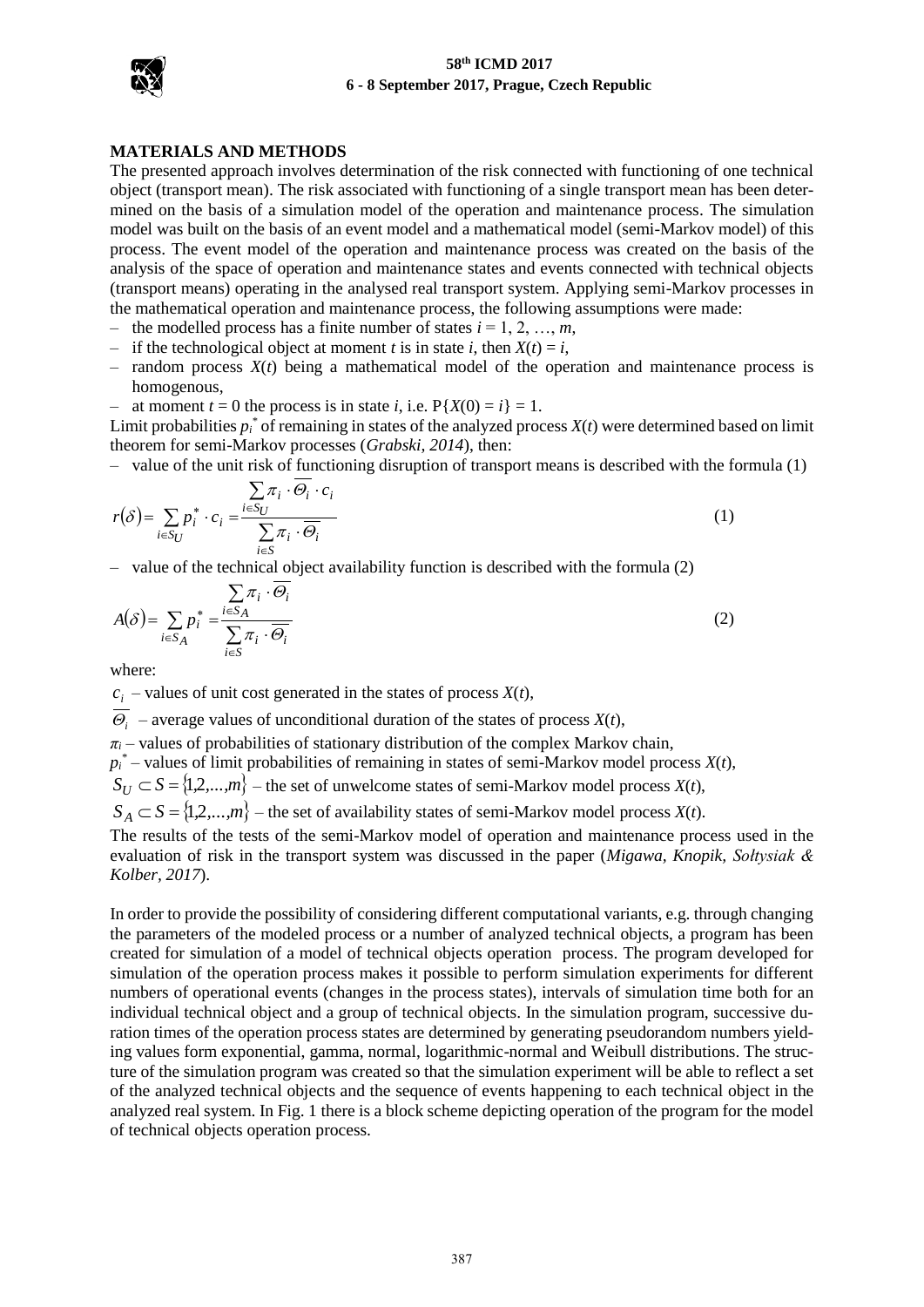## MATERIALS AND METHODS

The presented approach involves determination of the risk connected with functioning of one technical object (transport mean). The risk associated with functioning of a single transport mean has been determined on the basis of a simulation model of the operation and maintenance process. The simulation model was built on the basis of an event model and a mathematical model (semi-Markov model) of this process. The event model of the operation and maintenance process was created on the basis of the analysis of the space of operation and maintenance states and events connected with technical objects (transport means) operating in the analysed real transport system. Applying semi-Markov processes in the mathematical operation and maintenance process, the following assumptions were made:

- the modelled process has a finite number of states $i = 1, 2, \ldots, m$,
- if the technological object at moment $t$ is in state $i$, then $X(t) = i$,
- random process $X(t)$ being a mathematical model of the operation and maintenance process is homogenous,
- at moment $t = 0$ the process is in state $i$, i.e. $P\{X(0) = i\} = 1$.

Limit probabilities $p_i^*$ of remaining in states of the analyzed process $X(t)$ were determined based on limit theorem for semi-Markov processes (*Grabski, 2014*), then:

- value of the unit risk of functioning disruption of transport means is described with the formula (1)

$$r(\delta) = \sum_{i \in S_U} p_i^* \cdot c_i = \frac{\sum_{i \in S_U} \pi_i \cdot \overline{\Theta_i} \cdot c_i}{\sum_{i \in S} \pi_i \cdot \overline{\Theta_i}} \tag{1}$$

- value of the technical object availability function is described with the formula (2)

$$A(\delta) = \sum_{i \in S_A} p_i^* = \frac{\sum_{i \in S_A} \pi_i \cdot \overline{\Theta_i}}{\sum_{i \in S} \pi_i \cdot \overline{\Theta_i}} \tag{2}$$

where:

$c_i$ – values of unit cost generated in the states of process $X(t)$,

$\overline{\Theta_i}$ – average values of unconditional duration of the states of process $X(t)$,

$\pi_i$ – values of probabilities of stationary distribution of the complex Markov chain,

$p_i^*$ – values of limit probabilities of remaining in states of semi-Markov model process $X(t)$,

$S_U \subset S = \{1,2,\ldots,m\}$ – the set of unwelcome states of semi-Markov model process $X(t)$,

$S_A \subset S = \{1,2,\ldots,m\}$ – the set of availability states of semi-Markov model process $X(t)$.

The results of the tests of the semi-Markov model of operation and maintenance process used in the evaluation of risk in the transport system was discussed in the paper (*Migawa, Knopik, Sołtysiak & Kolber, 2017*).

In order to provide the possibility of considering different computational variants, e.g. through changing the parameters of the modeled process or a number of analyzed technical objects, a program has been created for simulation of a model of technical objects operation process. The program developed for simulation of the operation process makes it possible to perform simulation experiments for different numbers of operational events (changes in the process states), intervals of simulation time both for an individual technical object and a group of technical objects. In the simulation program, successive duration times of the operation process states are determined by generating pseudorandom numbers yielding values form exponential, gamma, normal, logarithmic-normal and Weibull distributions. The structure of the simulation program was created so that the simulation experiment will be able to reflect a set of the analyzed technical objects and the sequence of events happening to each technical object in the analyzed real system. In Fig. 1 there is a block scheme depicting operation of the program for the model of technical objects operation process.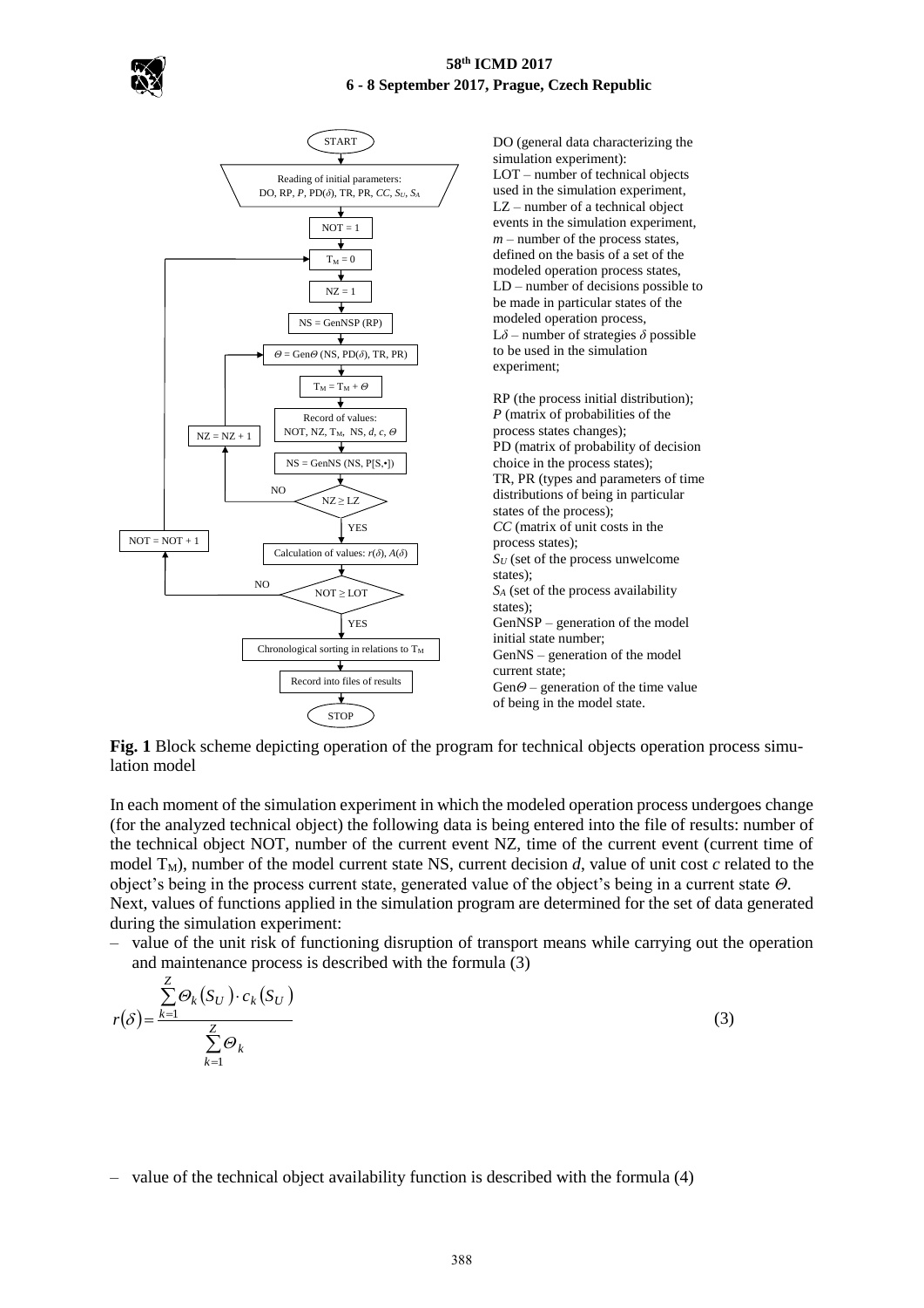DO (general data characterizing the simulation experiment):
LOT – number of technical objects used in the simulation experiment,
LZ – number of a technical object events in the simulation experiment,
$m$ – number of the process states, defined on the basis of a set of the modeled operation process states,
LD – number of decisions possible to be made in particular states of the modeled operation process,
L$\delta$ – number of strategies $\delta$ possible to be used in the simulation experiment;

RP (the process initial distribution);
$P$ (matrix of probabilities of the process states changes);
PD (matrix of probability of decision choice in the process states);
TR, PR (types and parameters of time distributions of being in particular states of the process);
$CC$ (matrix of unit costs in the process states);
$S_U$ (set of the process unwelcome states);
$S_A$ (set of the process availability states);
GenNSP – generation of the model initial state number;
GenNS – generation of the model current state;
Gen$\Theta$ – generation of the time value of being in the model state.

**Fig. 1** Block scheme depicting operation of the program for technical objects operation process simulation model

In each moment of the simulation experiment in which the modeled operation process undergoes change (for the analyzed technical object) the following data is being entered into the file of results: number of the technical object NOT, number of the current event NZ, time of the current event (current time of model $T_M$), number of the model current state NS, current decision $d$, value of unit cost $c$ related to the object's being in the process current state, generated value of the object's being in a current state $\Theta$.
Next, values of functions applied in the simulation program are determined for the set of data generated during the simulation experiment:

– value of the unit risk of functioning disruption of transport means while carrying out the operation and maintenance process is described with the formula (3)

$$r(\delta) = \frac{\sum_{k=1}^{Z} \Theta_k(S_U) \cdot c_k(S_U)}{\sum_{k=1}^{Z} \Theta_k} \tag{3}$$

– value of the technical object availability function is described with the formula (4)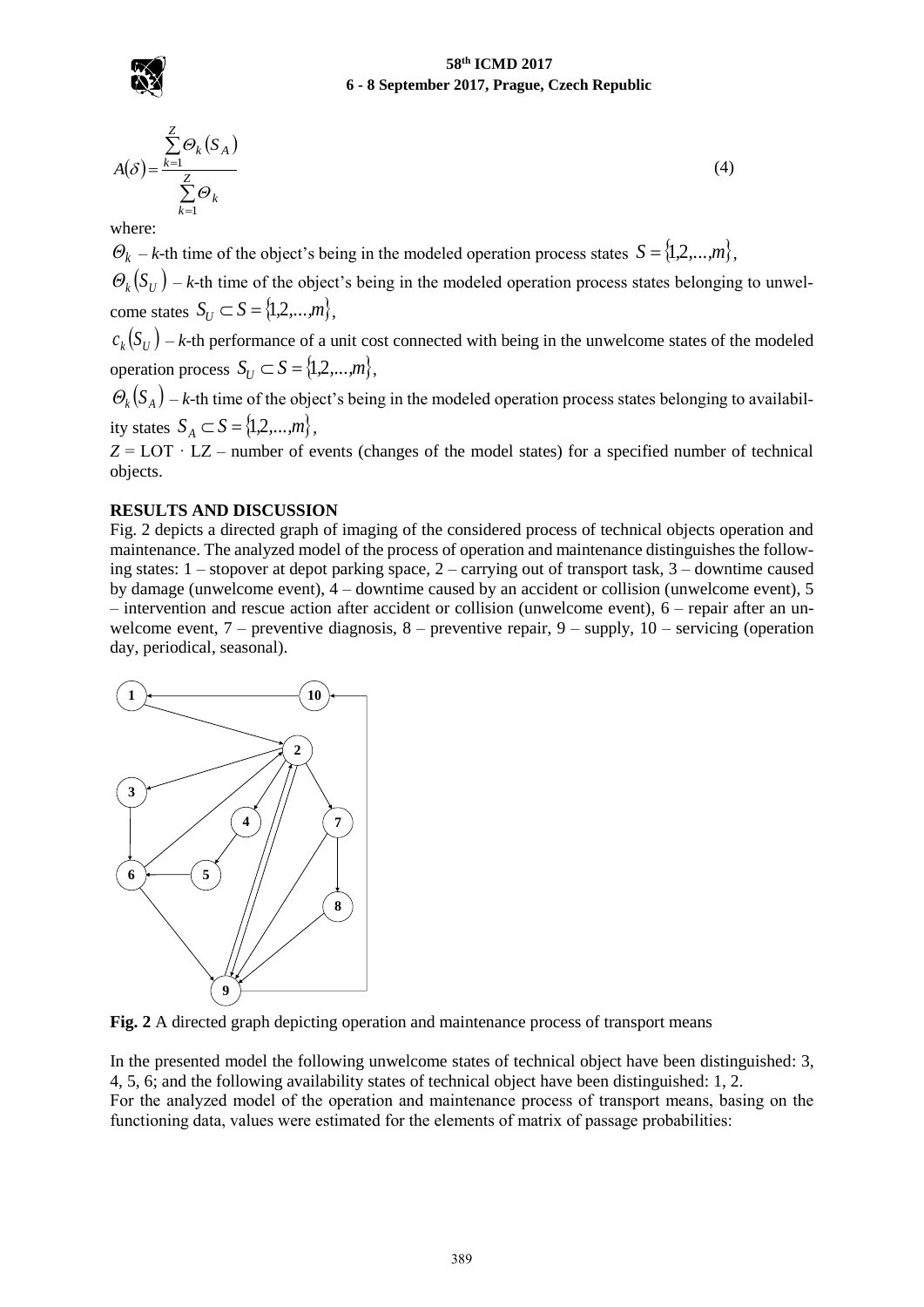$$A(\delta) = \frac{\sum_{k=1}^{Z} \Theta_k (S_A)}{\sum_{k=1}^{Z} \Theta_k} \tag{4}$$

where:

$\Theta_k$ – *k*-th time of the object's being in the modeled operation process states $S = \{1,2,...,m\}$,

$\Theta_k(S_U)$ – *k*-th time of the object's being in the modeled operation process states belonging to unwelcome states $S_U \subset S = \{1,2,...,m\}$,

$c_k(S_U)$ – *k*-th performance of a unit cost connected with being in the unwelcome states of the modeled operation process $S_U \subset S = \{1,2,...,m\}$,

$\Theta_k(S_A)$ – *k*-th time of the object's being in the modeled operation process states belonging to availability states $S_A \subset S = \{1,2,...,m\}$,

$Z = \text{LOT} \cdot \text{LZ}$ – number of events (changes of the model states) for a specified number of technical objects.

## RESULTS AND DISCUSSION

Fig. 2 depicts a directed graph of imaging of the considered process of technical objects operation and maintenance. The analyzed model of the process of operation and maintenance distinguishes the following states: 1 – stopover at depot parking space, 2 – carrying out of transport task, 3 – downtime caused by damage (unwelcome event), 4 – downtime caused by an accident or collision (unwelcome event), 5 – intervention and rescue action after accident or collision (unwelcome event), 6 – repair after an unwelcome event, 7 – preventive diagnosis, 8 – preventive repair, 9 – supply, 10 – servicing (operation day, periodical, seasonal).

**Fig. 2** A directed graph depicting operation and maintenance process of transport means

In the presented model the following unwelcome states of technical object have been distinguished: 3, 4, 5, 6; and the following availability states of technical object have been distinguished: 1, 2.

For the analyzed model of the operation and maintenance process of transport means, basing on the functioning data, values were estimated for the elements of matrix of passage probabilities: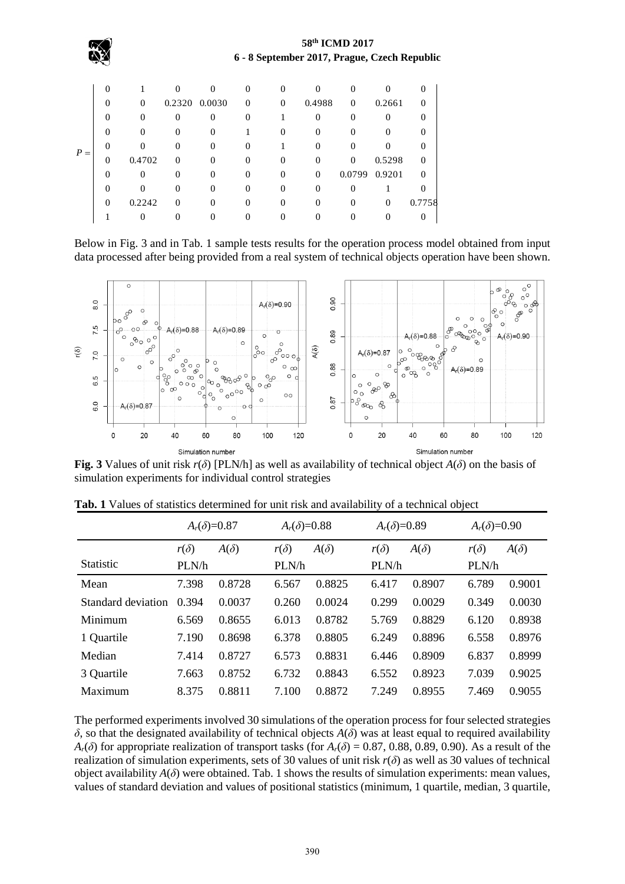$$P = \begin{bmatrix} 0 & 1 & 0 & 0 & 0 & 0 & 0 & 0 & 0 & 0 \\ 0 & 0 & 0.2320 & 0.0030 & 0 & 0 & 0.4988 & 0 & 0.2661 & 0 \\ 0 & 0 & 0 & 0 & 0 & 1 & 0 & 0 & 0 & 0 \\ 0 & 0 & 0 & 0 & 1 & 0 & 0 & 0 & 0 & 0 \\ 0 & 0 & 0 & 0 & 0 & 1 & 0 & 0 & 0 & 0 \\ 0 & 0.4702 & 0 & 0 & 0 & 0 & 0 & 0 & 0.5298 & 0 \\ 0 & 0 & 0 & 0 & 0 & 0 & 0 & 0.0799 & 0.9201 & 0 \\ 0 & 0 & 0 & 0 & 0 & 0 & 0 & 0 & 1 & 0 \\ 0 & 0.2242 & 0 & 0 & 0 & 0 & 0 & 0 & 0 & 0.7758 \\ 1 & 0 & 0 & 0 & 0 & 0 & 0 & 0 & 0 & 0 \end{bmatrix}$$

Below in Fig. 3 and in Tab. 1 sample tests results for the operation process model obtained from input data processed after being provided from a real system of technical objects operation have been shown.

**Fig. 3** Values of unit risk $r(\delta)$ [PLN/h] as well as availability of technical object $A(\delta)$ on the basis of simulation experiments for individual control strategies

**Tab. 1** Values of statistics determined for unit risk and availability of a technical object

| | $A_r(\delta)$=0.87 | | $A_r(\delta)$=0.88 | | $A_r(\delta)$=0.89 | | $A_r(\delta)$=0.90 | |
|---|---|---|---|---|---|---|---|---|
| Statistic | $r(\delta)$ PLN/h | $A(\delta)$ | $r(\delta)$ PLN/h | $A(\delta)$ | $r(\delta)$ PLN/h | $A(\delta)$ | $r(\delta)$ PLN/h | $A(\delta)$ |
| Mean | 7.398 | 0.8728 | 6.567 | 0.8825 | 6.417 | 0.8907 | 6.789 | 0.9001 |
| Standard deviation | 0.394 | 0.0037 | 0.260 | 0.0024 | 0.299 | 0.0029 | 0.349 | 0.0030 |
| Minimum | 6.569 | 0.8655 | 6.013 | 0.8782 | 5.769 | 0.8829 | 6.120 | 0.8938 |
| 1 Quartile | 7.190 | 0.8698 | 6.378 | 0.8805 | 6.249 | 0.8896 | 6.558 | 0.8976 |
| Median | 7.414 | 0.8727 | 6.573 | 0.8831 | 6.446 | 0.8909 | 6.837 | 0.8999 |
| 3 Quartile | 7.663 | 0.8752 | 6.732 | 0.8843 | 6.552 | 0.8923 | 7.039 | 0.9025 |
| Maximum | 8.375 | 0.8811 | 7.100 | 0.8872 | 7.249 | 0.8955 | 7.469 | 0.9055 |

The performed experiments involved 30 simulations of the operation process for four selected strategies $\delta$, so that the designated availability of technical objects $A(\delta)$ was at least equal to required availability $A_r(\delta)$ for appropriate realization of transport tasks (for $A_r(\delta)$ = 0.87, 0.88, 0.89, 0.90). As a result of the realization of simulation experiments, sets of 30 values of unit risk $r(\delta)$ as well as 30 values of technical object availability $A(\delta)$ were obtained. Tab. 1 shows the results of simulation experiments: mean values, values of standard deviation and values of positional statistics (minimum, 1 quartile, median, 3 quartile,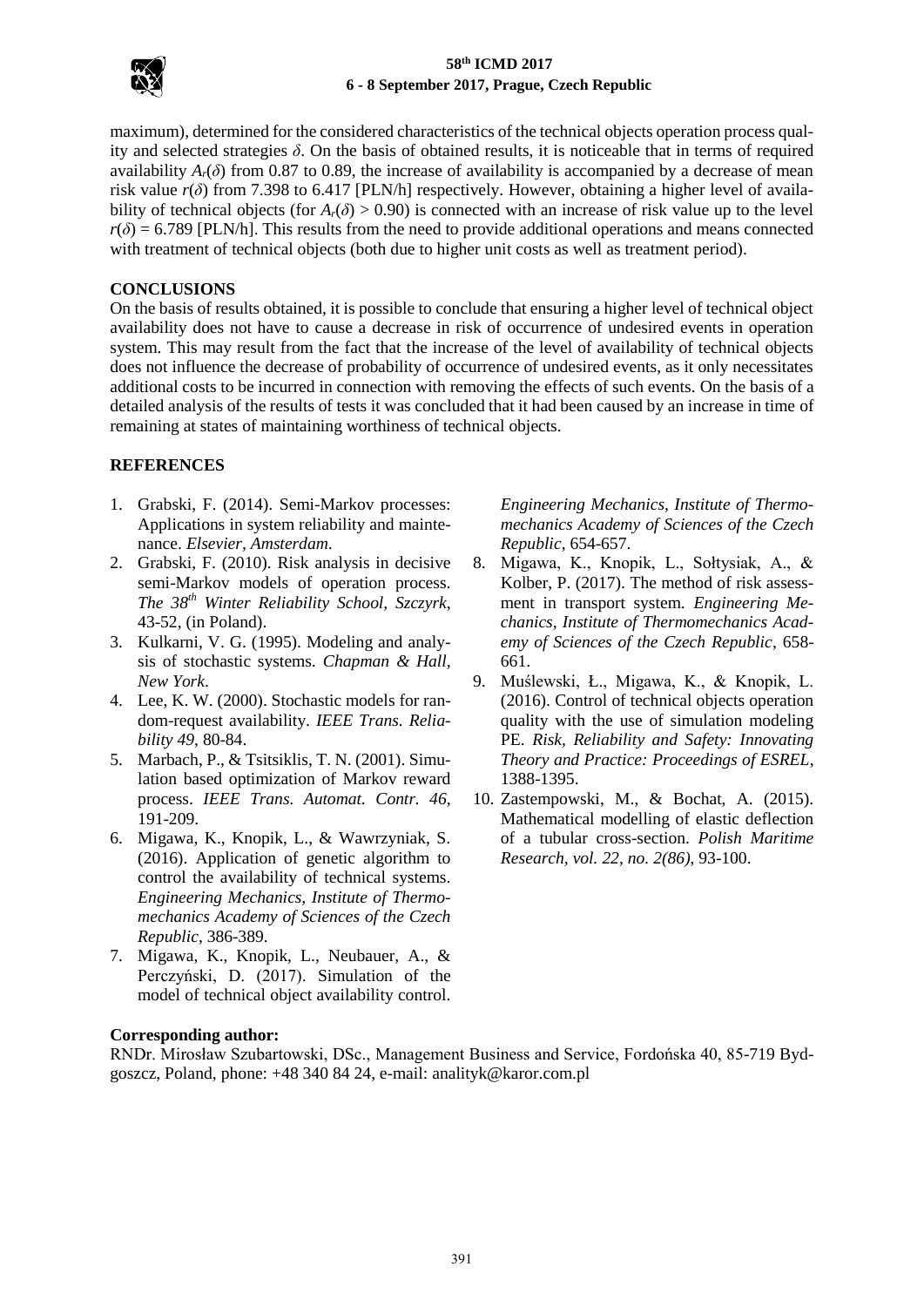maximum), determined for the considered characteristics of the technical objects operation process quality and selected strategies $\delta$. On the basis of obtained results, it is noticeable that in terms of required availability $A_r(\delta)$ from 0.87 to 0.89, the increase of availability is accompanied by a decrease of mean risk value $r(\delta)$ from 7.398 to 6.417 [PLN/h] respectively. However, obtaining a higher level of availability of technical objects (for $A_r(\delta) > 0.90$) is connected with an increase of risk value up to the level $r(\delta) = 6.789$ [PLN/h]. This results from the need to provide additional operations and means connected with treatment of technical objects (both due to higher unit costs as well as treatment period).

## CONCLUSIONS

On the basis of results obtained, it is possible to conclude that ensuring a higher level of technical object availability does not have to cause a decrease in risk of occurrence of undesired events in operation system. This may result from the fact that the increase of the level of availability of technical objects does not influence the decrease of probability of occurrence of undesired events, as it only necessitates additional costs to be incurred in connection with removing the effects of such events. On the basis of a detailed analysis of the results of tests it was concluded that it had been caused by an increase in time of remaining at states of maintaining worthiness of technical objects.

## REFERENCES

1. Grabski, F. (2014). Semi-Markov processes: Applications in system reliability and maintenance. *Elsevier, Amsterdam*.
2. Grabski, F. (2010). Risk analysis in decisive semi-Markov models of operation process. *The 38th Winter Reliability School, Szczyrk*, 43-52, (in Poland).
3. Kulkarni, V. G. (1995). Modeling and analysis of stochastic systems. *Chapman & Hall, New York*.
4. Lee, K. W. (2000). Stochastic models for random-request availability. *IEEE Trans. Reliability 49*, 80-84.
5. Marbach, P., & Tsitsiklis, T. N. (2001). Simulation based optimization of Markov reward process. *IEEE Trans. Automat. Contr. 46*, 191-209.
6. Migawa, K., Knopik, L., & Wawrzyniak, S. (2016). Application of genetic algorithm to control the availability of technical systems. *Engineering Mechanics, Institute of Thermomechanics Academy of Sciences of the Czech Republic*, 386-389.
7. Migawa, K., Knopik, L., Neubauer, A., & Perczyński, D. (2017). Simulation of the model of technical object availability control. *Engineering Mechanics, Institute of Thermomechanics Academy of Sciences of the Czech Republic*, 654-657.
8. Migawa, K., Knopik, L., Sołtysiak, A., & Kolber, P. (2017). The method of risk assessment in transport system. *Engineering Mechanics, Institute of Thermomechanics Academy of Sciences of the Czech Republic*, 658-661.
9. Muślewski, Ł., Migawa, K., & Knopik, L. (2016). Control of technical objects operation quality with the use of simulation modeling PE. *Risk, Reliability and Safety: Innovating Theory and Practice: Proceedings of ESREL*, 1388-1395.
10. Zastempowski, M., & Bochat, A. (2015). Mathematical modelling of elastic deflection of a tubular cross-section. *Polish Maritime Research, vol. 22, no. 2(86)*, 93-100.

**Corresponding author:**

RNDr. Mirosław Szubartowski, DSc., Management Business and Service, Fordońska 40, 85-719 Bydgoszcz, Poland, phone: +48 340 84 24, e-mail: analityk@karor.com.pl